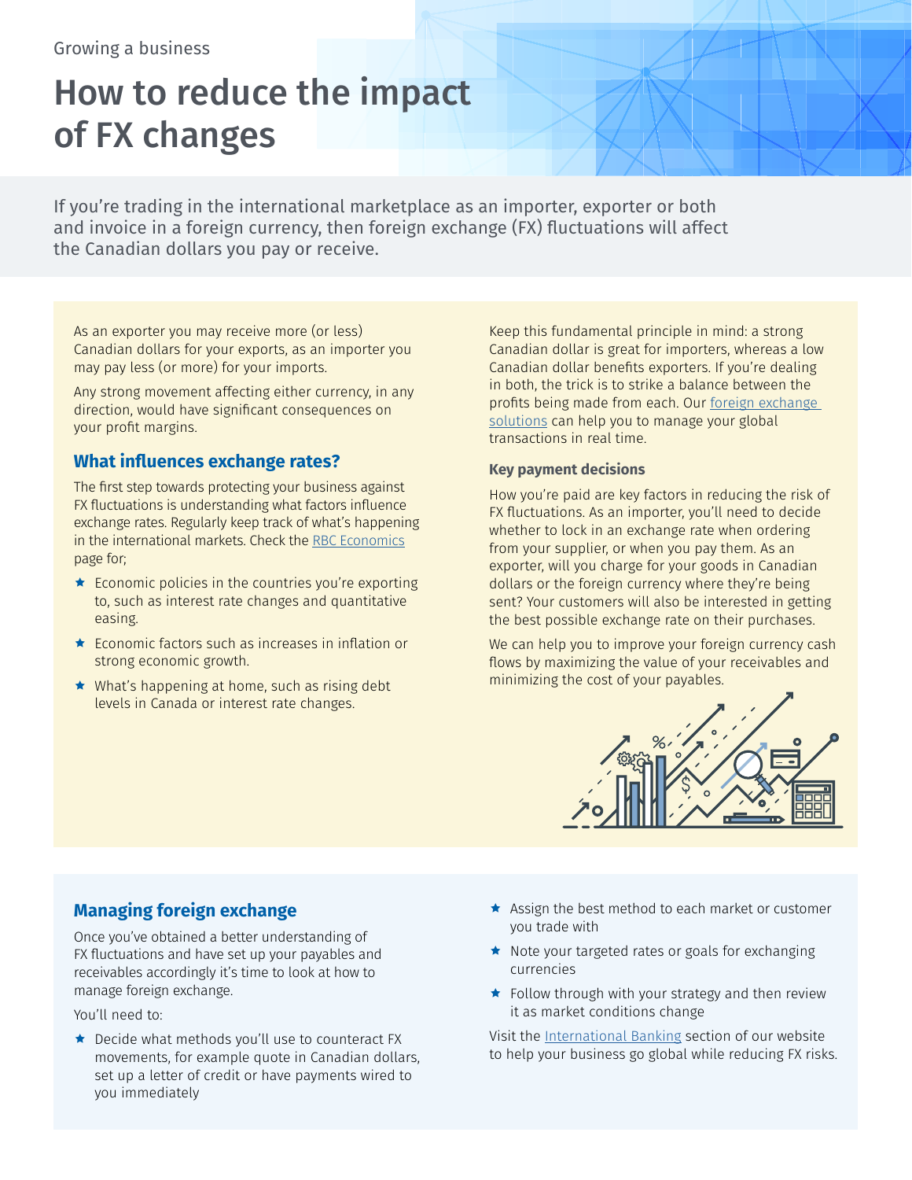Growing a business

# How to reduce the impact of FX changes

If you're trading in the international marketplace as an importer, exporter or both and invoice in a foreign currency, then foreign exchange (FX) fluctuations will affect the Canadian dollars you pay or receive.

As an exporter you may receive more (or less) Canadian dollars for your exports, as an importer you may pay less (or more) for your imports.

Any strong movement affecting either currency, in any direction, would have significant consequences on your profit margins.

## What influences exchange rates?

The first step towards protecting your business against FX fluctuations is understanding what factors influence exchange rates. Regularly keep track of what's happening in the international markets. Check the RBC Economics page for;

- Economic policies in the countries you're exporting to, such as interest rate changes and quantitative easing.
- Economic factors such as increases in inflation or strong economic growth.
- What's happening at home, such as rising debt levels in Canada or interest rate changes.

Keep this fundamental principle in mind: a strong Canadian dollar is great for importers, whereas a low Canadian dollar benefits exporters. If you're dealing in both, the trick is to strike a balance between the profits being made from each. Our foreign exchange solutions can help you to manage your global transactions in real time.

### Key payment decisions

How you're paid are key factors in reducing the risk of FX fluctuations. As an importer, you'll need to decide whether to lock in an exchange rate when ordering from your supplier, or when you pay them. As an exporter, will you charge for your goods in Canadian dollars or the foreign currency where they're being sent? Your customers will also be interested in getting the best possible exchange rate on their purchases.

We can help you to improve your foreign currency cash flows by maximizing the value of your receivables and minimizing the cost of your payables.

## Managing foreign exchange

Once you've obtained a better understanding of FX fluctuations and have set up your payables and receivables accordingly it's time to look at how to manage foreign exchange.

You'll need to:

- Decide what methods you'll use to counteract FX movements, for example quote in Canadian dollars, set up a letter of credit or have payments wired to you immediately
- Assign the best method to each market or customer you trade with
- Note your targeted rates or goals for exchanging currencies
- Follow through with your strategy and then review it as market conditions change

Visit the International Banking section of our website to help your business go global while reducing FX risks.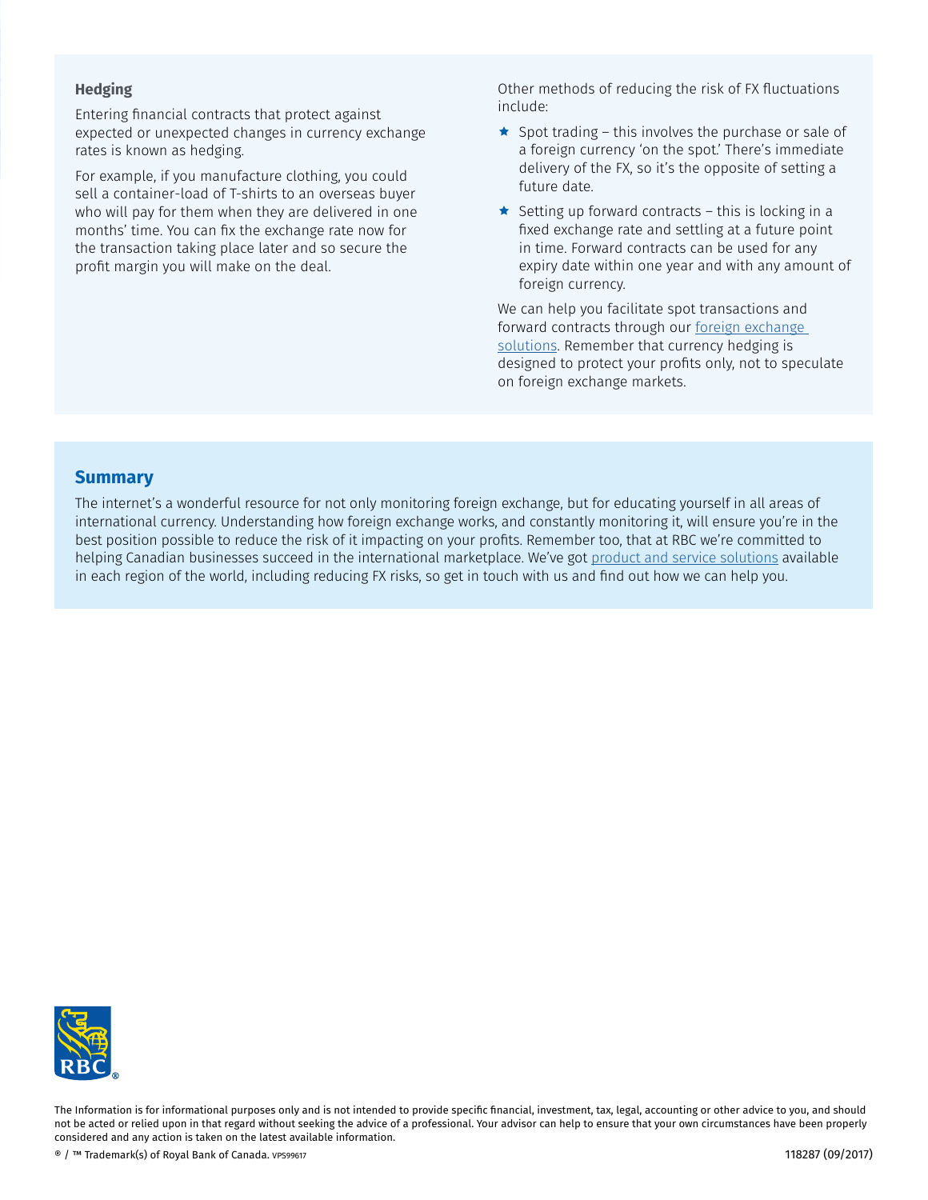### Hedging

Entering financial contracts that protect against expected or unexpected changes in currency exchange rates is known as hedging.

For example, if you manufacture clothing, you could sell a container-load of T-shirts to an overseas buyer who will pay for them when they are delivered in one months' time. You can fix the exchange rate now for the transaction taking place later and so secure the profit margin you will make on the deal.

Other methods of reducing the risk of FX fluctuations include:

- Spot trading – this involves the purchase or sale of a foreign currency 'on the spot.' There's immediate delivery of the FX, so it's the opposite of setting a future date.
- Setting up forward contracts – this is locking in a fixed exchange rate and settling at a future point in time. Forward contracts can be used for any expiry date within one year and with any amount of foreign currency.

We can help you facilitate spot transactions and forward contracts through our foreign exchange solutions. Remember that currency hedging is designed to protect your profits only, not to speculate on foreign exchange markets.

## Summary

The internet's a wonderful resource for not only monitoring foreign exchange, but for educating yourself in all areas of international currency. Understanding how foreign exchange works, and constantly monitoring it, will ensure you're in the best position possible to reduce the risk of it impacting on your profits. Remember too, that at RBC we're committed to helping Canadian businesses succeed in the international marketplace. We've got product and service solutions available in each region of the world, including reducing FX risks, so get in touch with us and find out how we can help you.

The Information is for informational purposes only and is not intended to provide specific financial, investment, tax, legal, accounting or other advice to you, and should not be acted or relied upon in that regard without seeking the advice of a professional. Your advisor can help to ensure that your own circumstances have been properly considered and any action is taken on the latest available information.

® / ™ Trademark(s) of Royal Bank of Canada. VPS99617

118287 (09/2017)